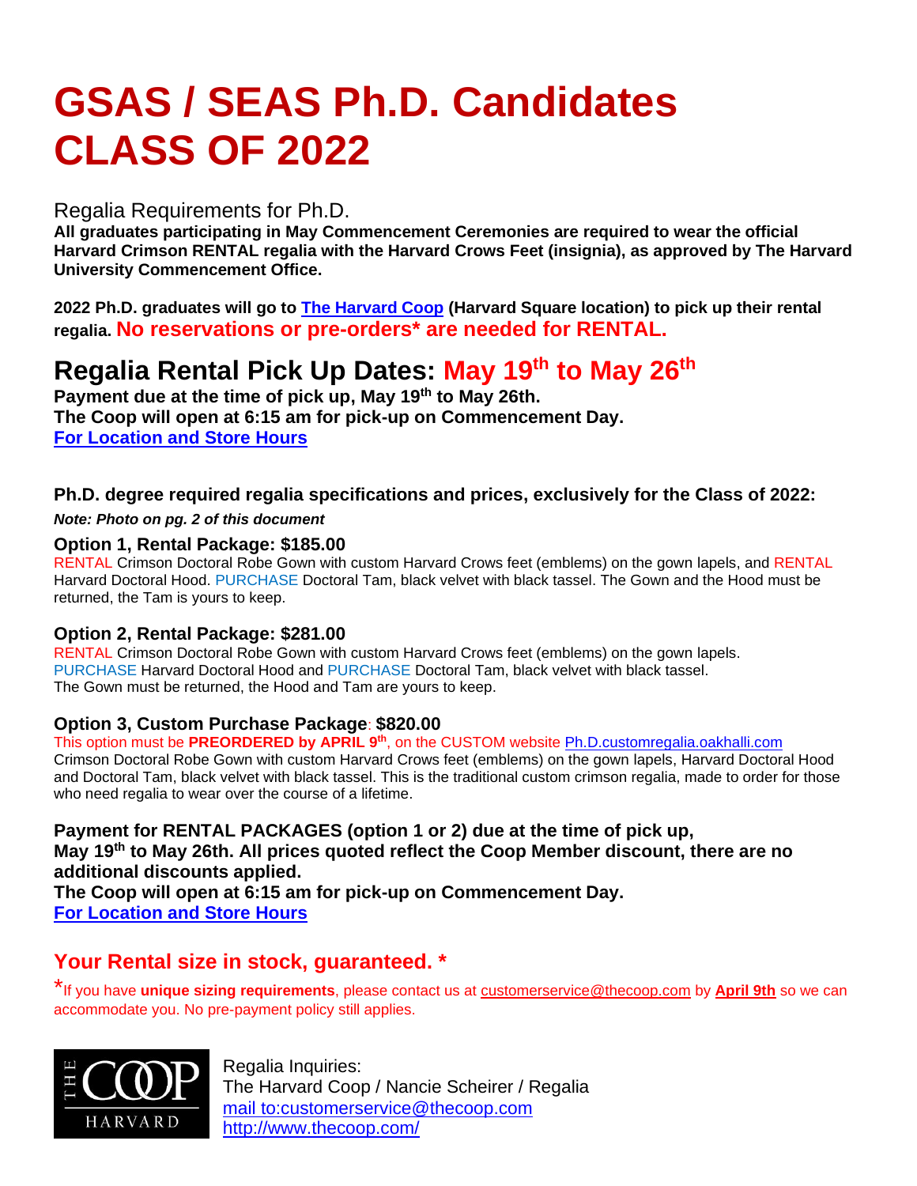# GSAS / SEAS Ph.D. Candidates CLASS OF 2022

Regalia Requirements for Ph.D.

**All graduates participating in May Commencement Ceremonies are required to wear the official Harvard Crimson RENTAL regalia with the Harvard Crows Feet (insignia), as approved by The Harvard University Commencement Office.**

**2022 Ph.D. graduates will go to [The Harvard Coop](#) (Harvard Square location) to pick up their rental regalia. No reservations or pre-orders* are needed for RENTAL.**

## Regalia Rental Pick Up Dates: May 19th to May 26th

**Payment due at the time of pick up, May 19th to May 26th.**
**The Coop will open at 6:15 am for pick-up on Commencement Day.**
**[For Location and Store Hours](#)**

### Ph.D. degree required regalia specifications and prices, exclusively for the Class of 2022:

***Note: Photo on pg. 2 of this document***

### Option 1, Rental Package: $185.00

RENTAL Crimson Doctoral Robe Gown with custom Harvard Crows feet (emblems) on the gown lapels, and RENTAL Harvard Doctoral Hood. PURCHASE Doctoral Tam, black velvet with black tassel. The Gown and the Hood must be returned, the Tam is yours to keep.

### Option 2, Rental Package: $281.00

RENTAL Crimson Doctoral Robe Gown with custom Harvard Crows feet (emblems) on the gown lapels.
PURCHASE Harvard Doctoral Hood and PURCHASE Doctoral Tam, black velvet with black tassel.
The Gown must be returned, the Hood and Tam are yours to keep.

### Option 3, Custom Purchase Package: $820.00

This option must be **PREORDERED by APRIL 9th**, on the CUSTOM website [Ph.D.customregalia.oakhalli.com](#)
Crimson Doctoral Robe Gown with custom Harvard Crows feet (emblems) on the gown lapels, Harvard Doctoral Hood and Doctoral Tam, black velvet with black tassel. This is the traditional custom crimson regalia, made to order for those who need regalia to wear over the course of a lifetime.

**Payment for RENTAL PACKAGES (option 1 or 2) due at the time of pick up, May 19th to May 26th. All prices quoted reflect the Coop Member discount, there are no additional discounts applied.**
**The Coop will open at 6:15 am for pick-up on Commencement Day.**
**[For Location and Store Hours](#)**

## Your Rental size in stock, guaranteed. *

*If you have **unique sizing requirements**, please contact us at customerservice@thecoop.com by **April 9th** so we can accommodate you. No pre-payment policy still applies.

THE COOP HARVARD

Regalia Inquiries:
The Harvard Coop / Nancie Scheirer / Regalia
[mail to:customerservice@thecoop.com](mailto:customerservice@thecoop.com)
[http://www.thecoop.com/](http://www.thecoop.com/)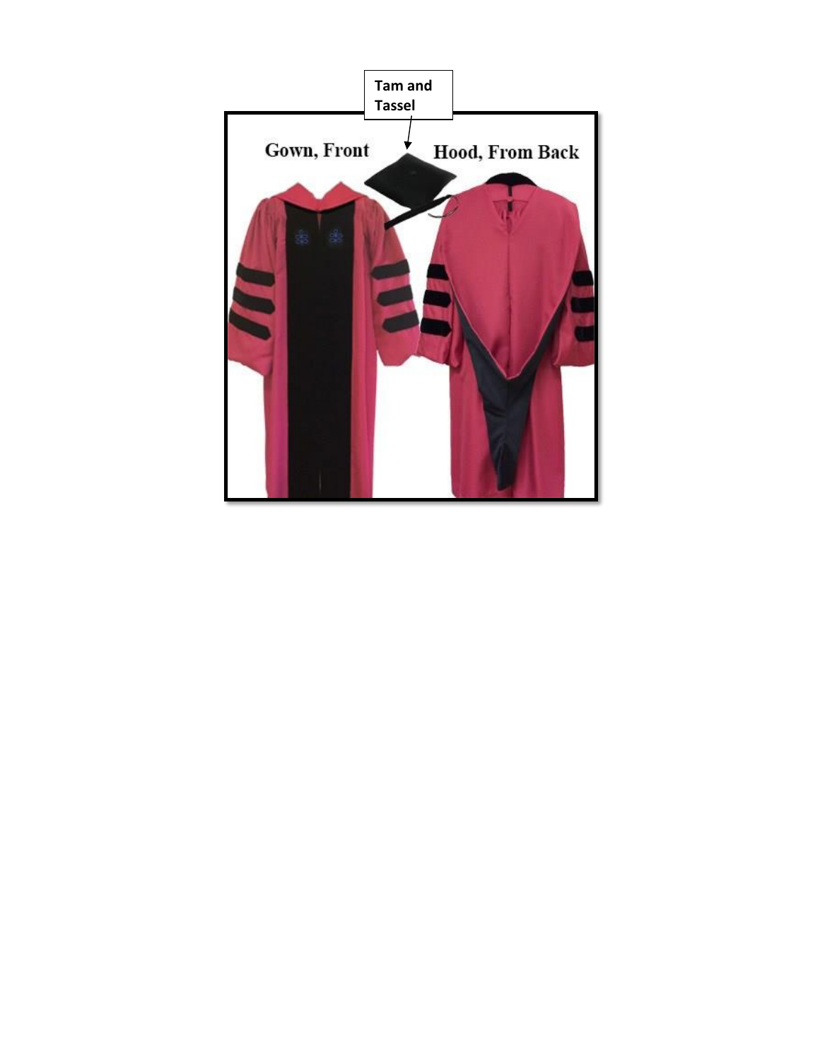Tam and Tassel

Gown, Front

Hood, From Back